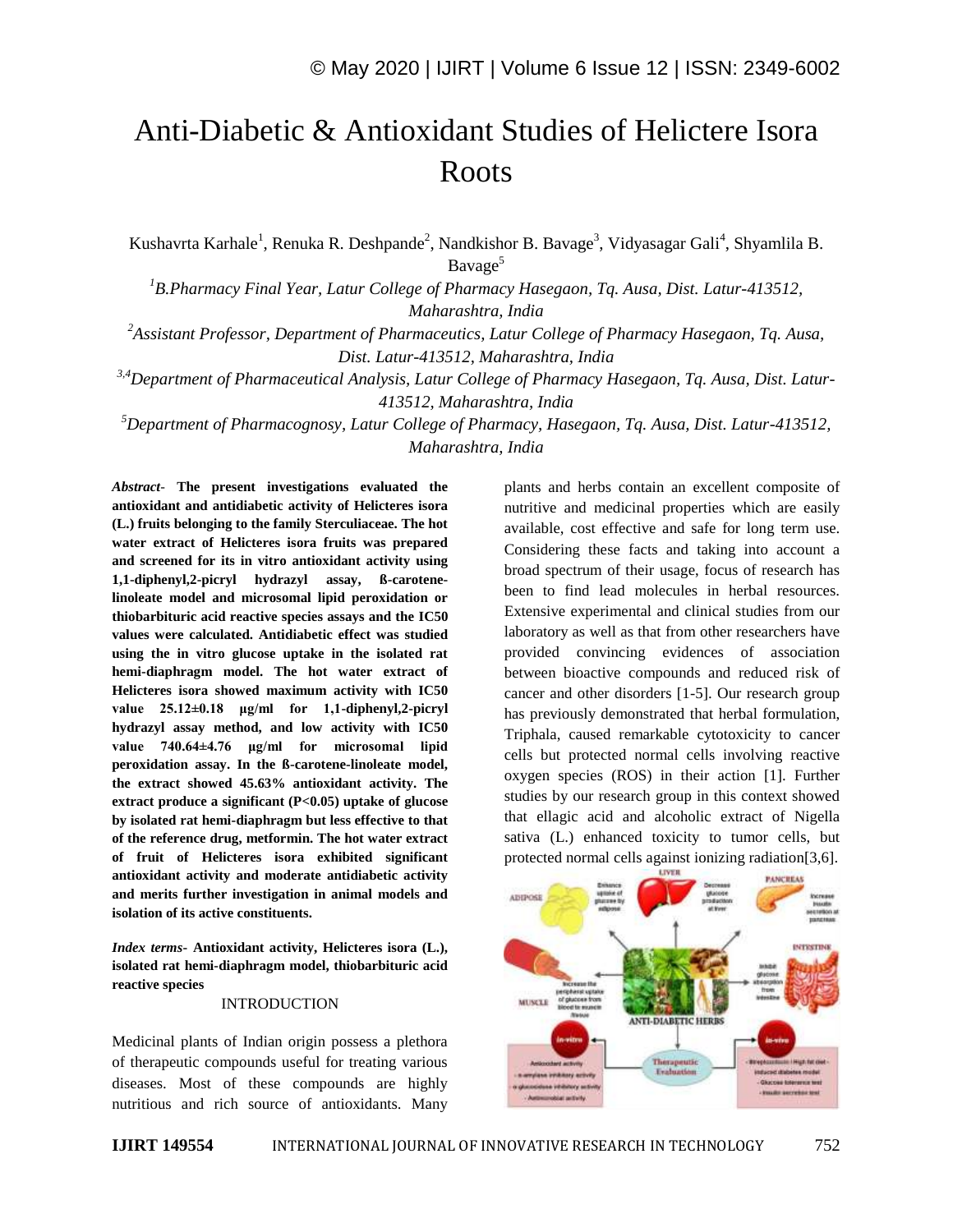# Anti-Diabetic & Antioxidant Studies of Helictere Isora Roots

Kushavrta Karhale[1], Renuka R. Deshpande[2], Nandkishor B. Bavage[3], Vidyasagar Gali[4], Shyamlila B. Bavage[5]

[1]*B.Pharmacy Final Year, Latur College of Pharmacy Hasegaon, Tq. Ausa, Dist. Latur-413512, Maharashtra, India*

[2]*Assistant Professor, Department of Pharmaceutics, Latur College of Pharmacy Hasegaon, Tq. Ausa, Dist. Latur-413512, Maharashtra, India*

[3,4]*Department of Pharmaceutical Analysis, Latur College of Pharmacy Hasegaon, Tq. Ausa, Dist. Latur-413512, Maharashtra, India*

[5]*Department of Pharmacognosy, Latur College of Pharmacy, Hasegaon, Tq. Ausa, Dist. Latur-413512, Maharashtra, India*

***Abstract*- The present investigations evaluated the antioxidant and antidiabetic activity of Helicteres isora (L.) fruits belonging to the family Sterculiaceae. The hot water extract of Helicteres isora fruits was prepared and screened for its in vitro antioxidant activity using 1,1-diphenyl,2-picryl hydrazyl assay, ß-carotene-linoleate model and microsomal lipid peroxidation or thiobarbituric acid reactive species assays and the IC50 values were calculated. Antidiabetic effect was studied using the in vitro glucose uptake in the isolated rat hemi-diaphragm model. The hot water extract of Helicteres isora showed maximum activity with IC50 value 25.12±0.18 µg/ml for 1,1-diphenyl,2-picryl hydrazyl assay method, and low activity with IC50 value 740.64±4.76 µg/ml for microsomal lipid peroxidation assay. In the ß-carotene-linoleate model, the extract showed 45.63% antioxidant activity. The extract produce a significant ($P<0.05$) uptake of glucose by isolated rat hemi-diaphragm but less effective to that of the reference drug, metformin. The hot water extract of fruit of Helicteres isora exhibited significant antioxidant activity and moderate antidiabetic activity and merits further investigation in animal models and isolation of its active constituents.**

***Index terms*- Antioxidant activity, Helicteres isora (L.), isolated rat hemi-diaphragm model, thiobarbituric acid reactive species**

## INTRODUCTION

Medicinal plants of Indian origin possess a plethora of therapeutic compounds useful for treating various diseases. Most of these compounds are highly nutritious and rich source of antioxidants. Many plants and herbs contain an excellent composite of nutritive and medicinal properties which are easily available, cost effective and safe for long term use. Considering these facts and taking into account a broad spectrum of their usage, focus of research has been to find lead molecules in herbal resources. Extensive experimental and clinical studies from our laboratory as well as that from other researchers have provided convincing evidences of association between bioactive compounds and reduced risk of cancer and other disorders [1-5]. Our research group has previously demonstrated that herbal formulation, Triphala, caused remarkable cytotoxicity to cancer cells but protected normal cells involving reactive oxygen species (ROS) in their action [1]. Further studies by our research group in this context showed that ellagic acid and alcoholic extract of Nigella sativa (L.) enhanced toxicity to tumor cells, but protected normal cells against ionizing radiation[3,6].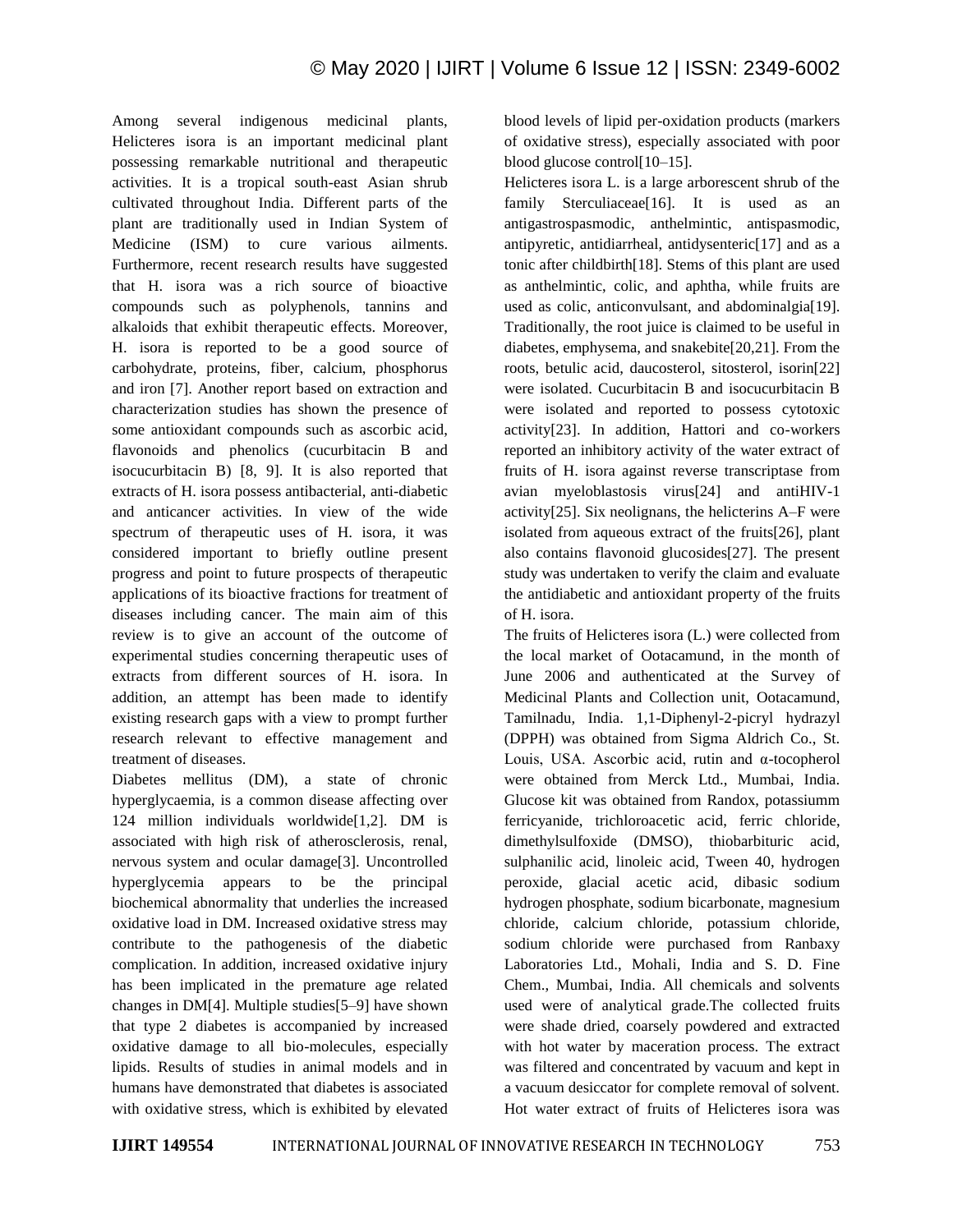Among several indigenous medicinal plants, Helicteres isora is an important medicinal plant possessing remarkable nutritional and therapeutic activities. It is a tropical south-east Asian shrub cultivated throughout India. Different parts of the plant are traditionally used in Indian System of Medicine (ISM) to cure various ailments. Furthermore, recent research results have suggested that H. isora was a rich source of bioactive compounds such as polyphenols, tannins and alkaloids that exhibit therapeutic effects. Moreover, H. isora is reported to be a good source of carbohydrate, proteins, fiber, calcium, phosphorus and iron [7]. Another report based on extraction and characterization studies has shown the presence of some antioxidant compounds such as ascorbic acid, flavonoids and phenolics (cucurbitacin B and isocucurbitacin B) [8, 9]. It is also reported that extracts of H. isora possess antibacterial, anti-diabetic and anticancer activities. In view of the wide spectrum of therapeutic uses of H. isora, it was considered important to briefly outline present progress and point to future prospects of therapeutic applications of its bioactive fractions for treatment of diseases including cancer. The main aim of this review is to give an account of the outcome of experimental studies concerning therapeutic uses of extracts from different sources of H. isora. In addition, an attempt has been made to identify existing research gaps with a view to prompt further research relevant to effective management and treatment of diseases.

Diabetes mellitus (DM), a state of chronic hyperglycaemia, is a common disease affecting over 124 million individuals worldwide[1,2]. DM is associated with high risk of atherosclerosis, renal, nervous system and ocular damage[3]. Uncontrolled hyperglycemia appears to be the principal biochemical abnormality that underlies the increased oxidative load in DM. Increased oxidative stress may contribute to the pathogenesis of the diabetic complication. In addition, increased oxidative injury has been implicated in the premature age related changes in DM[4]. Multiple studies[5–9] have shown that type 2 diabetes is accompanied by increased oxidative damage to all bio-molecules, especially lipids. Results of studies in animal models and in humans have demonstrated that diabetes is associated with oxidative stress, which is exhibited by elevated blood levels of lipid per-oxidation products (markers of oxidative stress), especially associated with poor blood glucose control[10–15].

Helicteres isora L. is a large arborescent shrub of the family Sterculiaceae[16]. It is used as an antigastrospasmodic, anthelmintic, antispasmodic, antipyretic, antidiarrheal, antidysenteric[17] and as a tonic after childbirth[18]. Stems of this plant are used as anthelmintic, colic, and aphtha, while fruits are used as colic, anticonvulsant, and abdominalgia[19]. Traditionally, the root juice is claimed to be useful in diabetes, emphysema, and snakebite[20,21]. From the roots, betulic acid, daucosterol, sitosterol, isorin[22] were isolated. Cucurbitacin B and isocucurbitacin B were isolated and reported to possess cytotoxic activity[23]. In addition, Hattori and co-workers reported an inhibitory activity of the water extract of fruits of H. isora against reverse transcriptase from avian myeloblastosis virus[24] and antiHIV-1 activity[25]. Six neolignans, the helicterins A–F were isolated from aqueous extract of the fruits[26], plant also contains flavonoid glucosides[27]. The present study was undertaken to verify the claim and evaluate the antidiabetic and antioxidant property of the fruits of H. isora.

The fruits of Helicteres isora (L.) were collected from the local market of Ootacamund, in the month of June 2006 and authenticated at the Survey of Medicinal Plants and Collection unit, Ootacamund, Tamilnadu, India. 1,1-Diphenyl-2-picryl hydrazyl (DPPH) was obtained from Sigma Aldrich Co., St. Louis, USA. Ascorbic acid, rutin and α-tocopherol were obtained from Merck Ltd., Mumbai, India. Glucose kit was obtained from Randox, potassiumm ferricyanide, trichloroacetic acid, ferric chloride, dimethylsulfoxide (DMSO), thiobarbituric acid, sulphanilic acid, linoleic acid, Tween 40, hydrogen peroxide, glacial acetic acid, dibasic sodium hydrogen phosphate, sodium bicarbonate, magnesium chloride, calcium chloride, potassium chloride, sodium chloride were purchased from Ranbaxy Laboratories Ltd., Mohali, India and S. D. Fine Chem., Mumbai, India. All chemicals and solvents used were of analytical grade.The collected fruits were shade dried, coarsely powdered and extracted with hot water by maceration process. The extract was filtered and concentrated by vacuum and kept in a vacuum desiccator for complete removal of solvent. Hot water extract of fruits of Helicteres isora was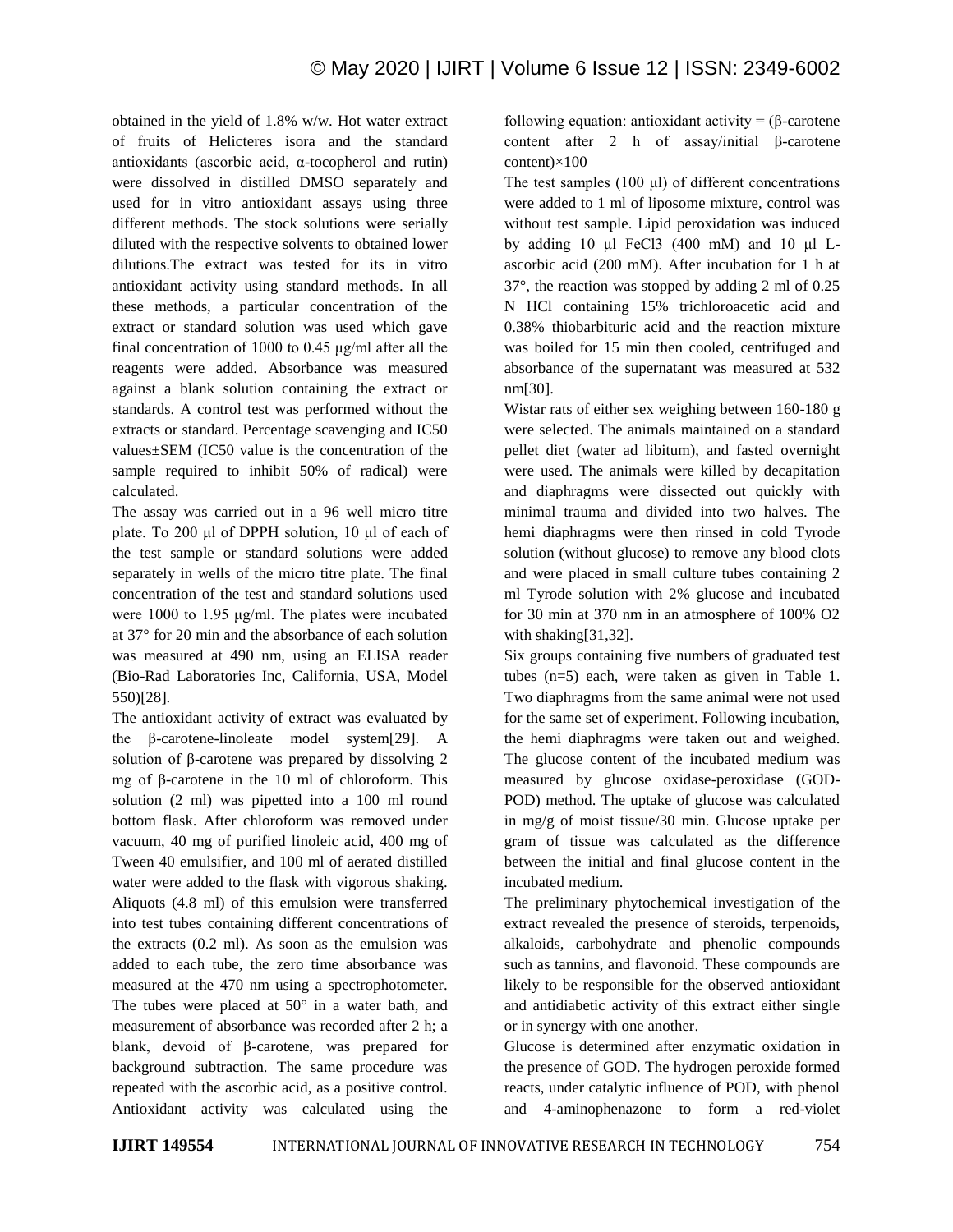obtained in the yield of 1.8% w/w. Hot water extract of fruits of Helicteres isora and the standard antioxidants (ascorbic acid, α-tocopherol and rutin) were dissolved in distilled DMSO separately and used for in vitro antioxidant assays using three different methods. The stock solutions were serially diluted with the respective solvents to obtained lower dilutions.The extract was tested for its in vitro antioxidant activity using standard methods. In all these methods, a particular concentration of the extract or standard solution was used which gave final concentration of 1000 to 0.45 μg/ml after all the reagents were added. Absorbance was measured against a blank solution containing the extract or standards. A control test was performed without the extracts or standard. Percentage scavenging and IC50 values±SEM (IC50 value is the concentration of the sample required to inhibit 50% of radical) were calculated.

The assay was carried out in a 96 well micro titre plate. To 200 μl of DPPH solution, 10 μl of each of the test sample or standard solutions were added separately in wells of the micro titre plate. The final concentration of the test and standard solutions used were 1000 to 1.95 μg/ml. The plates were incubated at 37° for 20 min and the absorbance of each solution was measured at 490 nm, using an ELISA reader (Bio-Rad Laboratories Inc, California, USA, Model 550)[28].

The antioxidant activity of extract was evaluated by the β-carotene-linoleate model system[29]. A solution of β-carotene was prepared by dissolving 2 mg of β-carotene in the 10 ml of chloroform. This solution (2 ml) was pipetted into a 100 ml round bottom flask. After chloroform was removed under vacuum, 40 mg of purified linoleic acid, 400 mg of Tween 40 emulsifier, and 100 ml of aerated distilled water were added to the flask with vigorous shaking. Aliquots (4.8 ml) of this emulsion were transferred into test tubes containing different concentrations of the extracts (0.2 ml). As soon as the emulsion was added to each tube, the zero time absorbance was measured at the 470 nm using a spectrophotometer. The tubes were placed at 50° in a water bath, and measurement of absorbance was recorded after 2 h; a blank, devoid of β-carotene, was prepared for background subtraction. The same procedure was repeated with the ascorbic acid, as a positive control. Antioxidant activity was calculated using the following equation: antioxidant activity = (β-carotene content after 2 h of assay/initial β-carotene content)×100

The test samples (100 μl) of different concentrations were added to 1 ml of liposome mixture, control was without test sample. Lipid peroxidation was induced by adding 10 μl $FeCl_3$ (400 mM) and 10 μl L-ascorbic acid (200 mM). After incubation for 1 h at 37°, the reaction was stopped by adding 2 ml of 0.25 N HCl containing 15% trichloroacetic acid and 0.38% thiobarbituric acid and the reaction mixture was boiled for 15 min then cooled, centrifuged and absorbance of the supernatant was measured at 532 nm[30].

Wistar rats of either sex weighing between 160-180 g were selected. The animals maintained on a standard pellet diet (water ad libitum), and fasted overnight were used. The animals were killed by decapitation and diaphragms were dissected out quickly with minimal trauma and divided into two halves. The hemi diaphragms were then rinsed in cold Tyrode solution (without glucose) to remove any blood clots and were placed in small culture tubes containing 2 ml Tyrode solution with 2% glucose and incubated for 30 min at 370 nm in an atmosphere of 100% $O_2$ with shaking[31,32].

Six groups containing five numbers of graduated test tubes (n=5) each, were taken as given in Table 1. Two diaphragms from the same animal were not used for the same set of experiment. Following incubation, the hemi diaphragms were taken out and weighed. The glucose content of the incubated medium was measured by glucose oxidase-peroxidase (GOD-POD) method. The uptake of glucose was calculated in mg/g of moist tissue/30 min. Glucose uptake per gram of tissue was calculated as the difference between the initial and final glucose content in the incubated medium.

The preliminary phytochemical investigation of the extract revealed the presence of steroids, terpenoids, alkaloids, carbohydrate and phenolic compounds such as tannins, and flavonoid. These compounds are likely to be responsible for the observed antioxidant and antidiabetic activity of this extract either single or in synergy with one another.

Glucose is determined after enzymatic oxidation in the presence of GOD. The hydrogen peroxide formed reacts, under catalytic influence of POD, with phenol and 4-aminophenazone to form a red-violet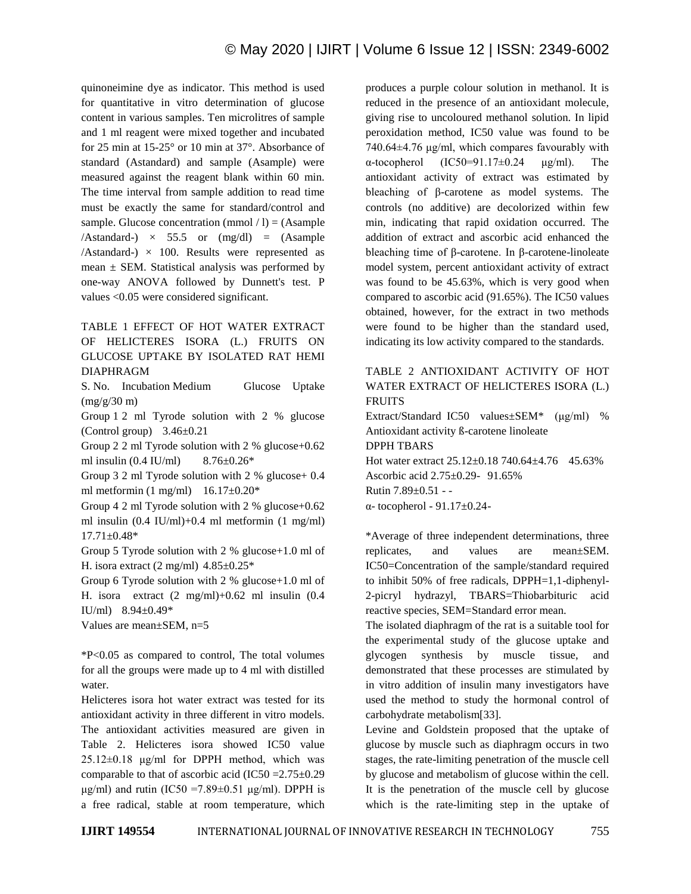quinoneimine dye as indicator. This method is used for quantitative in vitro determination of glucose content in various samples. Ten microlitres of sample and 1 ml reagent were mixed together and incubated for 25 min at 15-25° or 10 min at 37°. Absorbance of standard (Astandard) and sample (Asample) were measured against the reagent blank within 60 min. The time interval from sample addition to read time must be exactly the same for standard/control and sample. Glucose concentration (mmol / l) = (Asample /Astandard-) × 55.5 or (mg/dl) = (Asample /Astandard-) × 100. Results were represented as mean ± SEM. Statistical analysis was performed by one-way ANOVA followed by Dunnett's test. P values <0.05 were considered significant.

TABLE 1 EFFECT OF HOT WATER EXTRACT OF HELICTERES ISORA (L.) FRUITS ON GLUCOSE UPTAKE BY ISOLATED RAT HEMI DIAPHRAGM

| S. No. | Incubation Medium | Glucose Uptake (mg/g/30 m) |
|---|---|---|
| Group 1 | 2 ml Tyrode solution with 2 % glucose (Control group) | 3.46±0.21 |
| Group 2 | 2 ml Tyrode solution with 2 % glucose+0.62 ml insulin (0.4 IU/ml) | 8.76±0.26* |
| Group 3 | 2 ml Tyrode solution with 2 % glucose+ 0.4 ml metformin (1 mg/ml) | 16.17±0.20* |
| Group 4 | 2 ml Tyrode solution with 2 % glucose+0.62 ml insulin (0.4 IU/ml)+0.4 ml metformin (1 mg/ml) | 17.71±0.48* |
| Group 5 | Tyrode solution with 2 % glucose+1.0 ml of H. isora extract (2 mg/ml) | 4.85±0.25* |
| Group 6 | Tyrode solution with 2 % glucose+1.0 ml of H. isora extract (2 mg/ml)+0.62 ml insulin (0.4 IU/ml) | 8.94±0.49* |

Values are mean±SEM, n=5

*P<0.05 as compared to control, The total volumes for all the groups were made up to 4 ml with distilled water.

Helicteres isora hot water extract was tested for its antioxidant activity in three different in vitro models. The antioxidant activities measured are given in Table 2. Helicteres isora showed IC50 value 25.12±0.18 μg/ml for DPPH method, which was comparable to that of ascorbic acid (IC50 =2.75±0.29 μg/ml) and rutin (IC50 =7.89±0.51 μg/ml). DPPH is a free radical, stable at room temperature, which produces a purple colour solution in methanol. It is reduced in the presence of an antioxidant molecule, giving rise to uncoloured methanol solution. In lipid peroxidation method, IC50 value was found to be 740.64±4.76 μg/ml, which compares favourably with α-tocopherol (IC50=91.17±0.24 μg/ml). The antioxidant activity of extract was estimated by bleaching of β-carotene as model systems. The controls (no additive) are decolorized within few min, indicating that rapid oxidation occurred. The addition of extract and ascorbic acid enhanced the bleaching time of β-carotene. In β-carotene-linoleate model system, percent antioxidant activity of extract was found to be 45.63%, which is very good when compared to ascorbic acid (91.65%). The IC50 values obtained, however, for the extract in two methods were found to be higher than the standard used, indicating its low activity compared to the standards.

TABLE 2 ANTIOXIDANT ACTIVITY OF HOT WATER EXTRACT OF HELICTERES ISORA (L.) FRUITS

| Extract/Standard | IC50 values±SEM* (μg/ml) | | % Antioxidant activity ß-carotene linoleate |
|---|---|---|---|
| | DPPH | TBARS | |
| Hot water extract | 25.12±0.18 | 740.64±4.76 | 45.63% |
| Ascorbic acid | 2.75±0.29 | - | 91.65% |
| Rutin | 7.89±0.51 | - | - |
| α- tocopherol | - | 91.17±0.24 | - |

*Average of three independent determinations, three replicates, and values are mean±SEM. IC50=Concentration of the sample/standard required to inhibit 50% of free radicals, DPPH=1,1-diphenyl-2-picryl hydrazyl, TBARS=Thiobarbituric acid reactive species, SEM=Standard error mean.

The isolated diaphragm of the rat is a suitable tool for the experimental study of the glucose uptake and glycogen synthesis by muscle tissue, and demonstrated that these processes are stimulated by in vitro addition of insulin many investigators have used the method to study the hormonal control of carbohydrate metabolism[33].

Levine and Goldstein proposed that the uptake of glucose by muscle such as diaphragm occurs in two stages, the rate-limiting penetration of the muscle cell by glucose and metabolism of glucose within the cell. It is the penetration of the muscle cell by glucose which is the rate-limiting step in the uptake of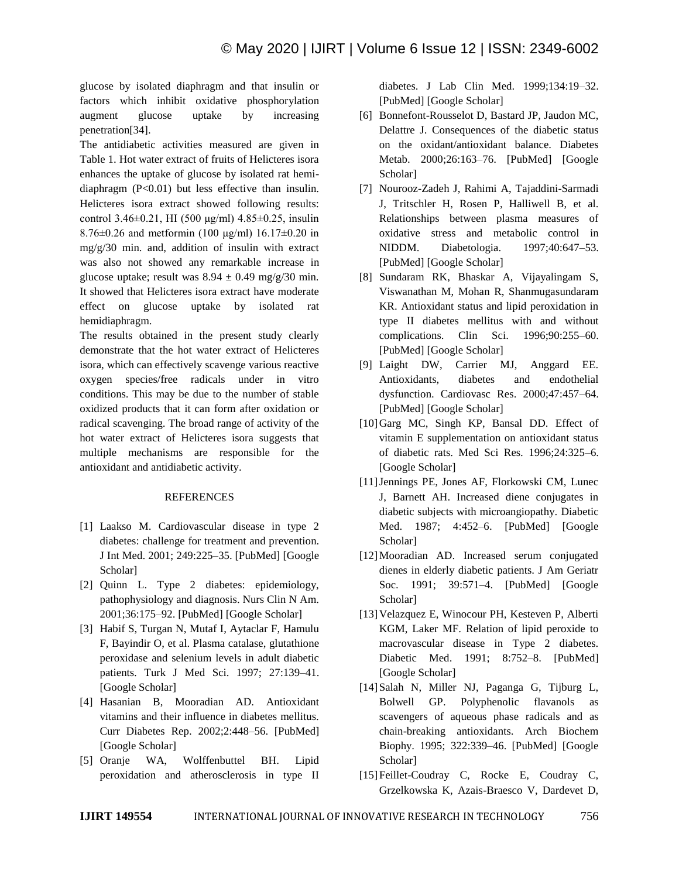glucose by isolated diaphragm and that insulin or factors which inhibit oxidative phosphorylation augment glucose uptake by increasing penetration[34].

The antidiabetic activities measured are given in Table 1. Hot water extract of fruits of Helicteres isora enhances the uptake of glucose by isolated rat hemi-diaphragm ($P<0.01$) but less effective than insulin. Helicteres isora extract showed following results: control 3.46±0.21, HI (500 μg/ml) 4.85±0.25, insulin 8.76±0.26 and metformin (100 μg/ml) 16.17±0.20 in mg/g/30 min. and, addition of insulin with extract was also not showed any remarkable increase in glucose uptake; result was 8.94 ± 0.49 mg/g/30 min. It showed that Helicteres isora extract have moderate effect on glucose uptake by isolated rat hemidiaphragm.

The results obtained in the present study clearly demonstrate that the hot water extract of Helicteres isora, which can effectively scavenge various reactive oxygen species/free radicals under in vitro conditions. This may be due to the number of stable oxidized products that it can form after oxidation or radical scavenging. The broad range of activity of the hot water extract of Helicteres isora suggests that multiple mechanisms are responsible for the antioxidant and antidiabetic activity.

## REFERENCES

[1] Laakso M. Cardiovascular disease in type 2 diabetes: challenge for treatment and prevention. J Int Med. 2001; 249:225–35. [PubMed] [Google Scholar]

[2] Quinn L. Type 2 diabetes: epidemiology, pathophysiology and diagnosis. Nurs Clin N Am. 2001;36:175–92. [PubMed] [Google Scholar]

[3] Habif S, Turgan N, Mutaf I, Aytaclar F, Hamulu F, Bayindir O, et al. Plasma catalase, glutathione peroxidase and selenium levels in adult diabetic patients. Turk J Med Sci. 1997; 27:139–41. [Google Scholar]

[4] Hasanian B, Mooradian AD. Antioxidant vitamins and their influence in diabetes mellitus. Curr Diabetes Rep. 2002;2:448–56. [PubMed] [Google Scholar]

[5] Oranje WA, Wolffenbuttel BH. Lipid peroxidation and atherosclerosis in type II diabetes. J Lab Clin Med. 1999;134:19–32. [PubMed] [Google Scholar]

[6] Bonnefont-Rousselot D, Bastard JP, Jaudon MC, Delattre J. Consequences of the diabetic status on the oxidant/antioxidant balance. Diabetes Metab. 2000;26:163–76. [PubMed] [Google Scholar]

[7] Nourooz-Zadeh J, Rahimi A, Tajaddini-Sarmadi J, Tritschler H, Rosen P, Halliwell B, et al. Relationships between plasma measures of oxidative stress and metabolic control in NIDDM. Diabetologia. 1997;40:647–53. [PubMed] [Google Scholar]

[8] Sundaram RK, Bhaskar A, Vijayalingam S, Viswanathan M, Mohan R, Shanmugasundaram KR. Antioxidant status and lipid peroxidation in type II diabetes mellitus with and without complications. Clin Sci. 1996;90:255–60. [PubMed] [Google Scholar]

[9] Laight DW, Carrier MJ, Anggard EE. Antioxidants, diabetes and endothelial dysfunction. Cardiovasc Res. 2000;47:457–64. [PubMed] [Google Scholar]

[10] Garg MC, Singh KP, Bansal DD. Effect of vitamin E supplementation on antioxidant status of diabetic rats. Med Sci Res. 1996;24:325–6. [Google Scholar]

[11] Jennings PE, Jones AF, Florkowski CM, Lunec J, Barnett AH. Increased diene conjugates in diabetic subjects with microangiopathy. Diabetic Med. 1987; 4:452–6. [PubMed] [Google Scholar]

[12] Mooradian AD. Increased serum conjugated dienes in elderly diabetic patients. J Am Geriatr Soc. 1991; 39:571–4. [PubMed] [Google Scholar]

[13] Velazquez E, Winocour PH, Kesteven P, Alberti KGM, Laker MF. Relation of lipid peroxide to macrovascular disease in Type 2 diabetes. Diabetic Med. 1991; 8:752–8. [PubMed] [Google Scholar]

[14] Salah N, Miller NJ, Paganga G, Tijburg L, Bolwell GP. Polyphenolic flavanols as scavengers of aqueous phase radicals and as chain-breaking antioxidants. Arch Biochem Biophy. 1995; 322:339–46. [PubMed] [Google Scholar]

[15] Feillet-Coudray C, Rocke E, Coudray C, Grzelkowska K, Azais-Braesco V, Dardevet D,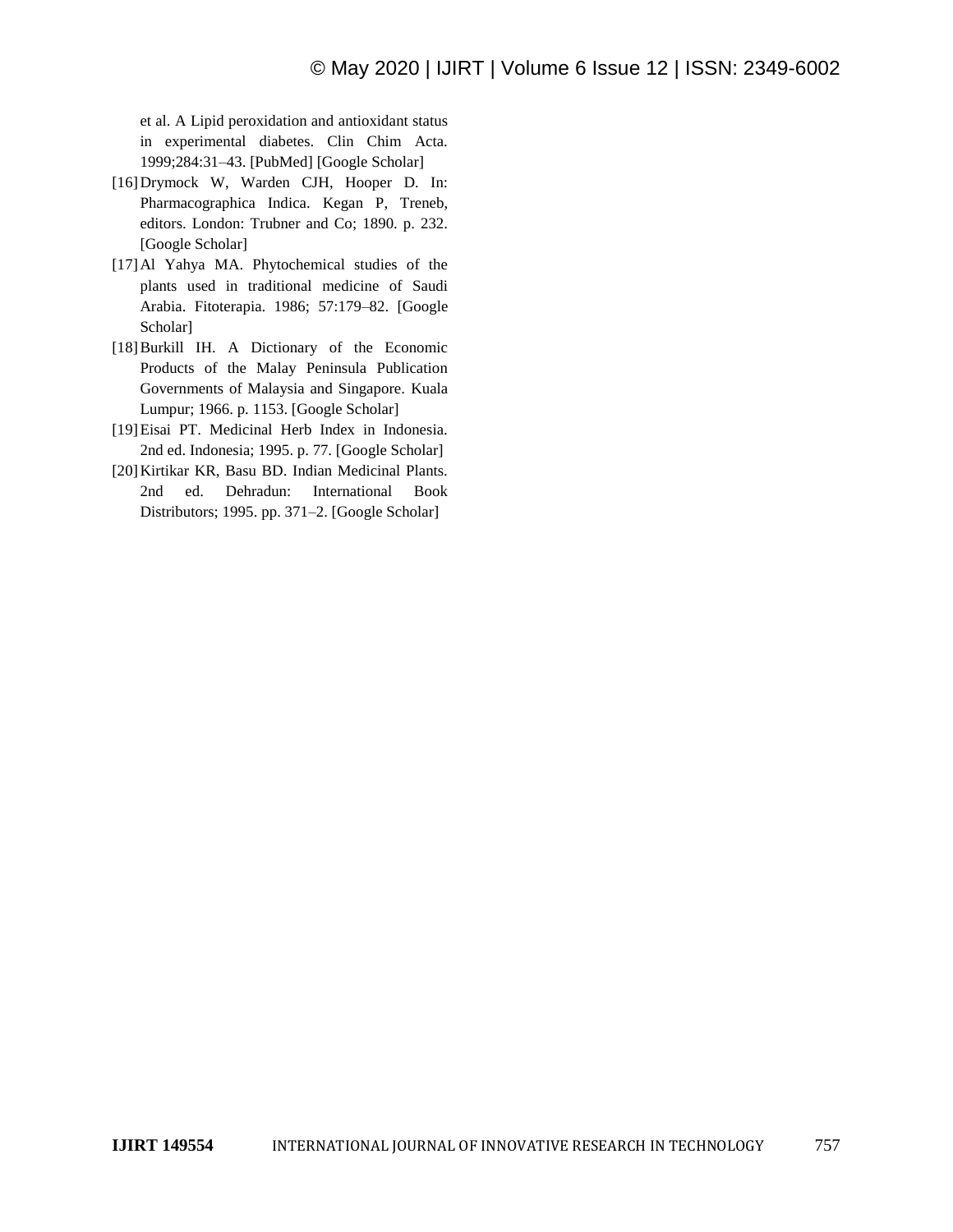et al. A Lipid peroxidation and antioxidant status in experimental diabetes. Clin Chim Acta. 1999;284:31–43. [PubMed] [Google Scholar]

[16] Drymock W, Warden CJH, Hooper D. In: Pharmacographica Indica. Kegan P, Treneb, editors. London: Trubner and Co; 1890. p. 232. [Google Scholar]

[17] Al Yahya MA. Phytochemical studies of the plants used in traditional medicine of Saudi Arabia. Fitoterapia. 1986; 57:179–82. [Google Scholar]

[18] Burkill IH. A Dictionary of the Economic Products of the Malay Peninsula Publication Governments of Malaysia and Singapore. Kuala Lumpur; 1966. p. 1153. [Google Scholar]

[19] Eisai PT. Medicinal Herb Index in Indonesia. 2nd ed. Indonesia; 1995. p. 77. [Google Scholar]

[20] Kirtikar KR, Basu BD. Indian Medicinal Plants. 2nd ed. Dehradun: International Book Distributors; 1995. pp. 371–2. [Google Scholar]